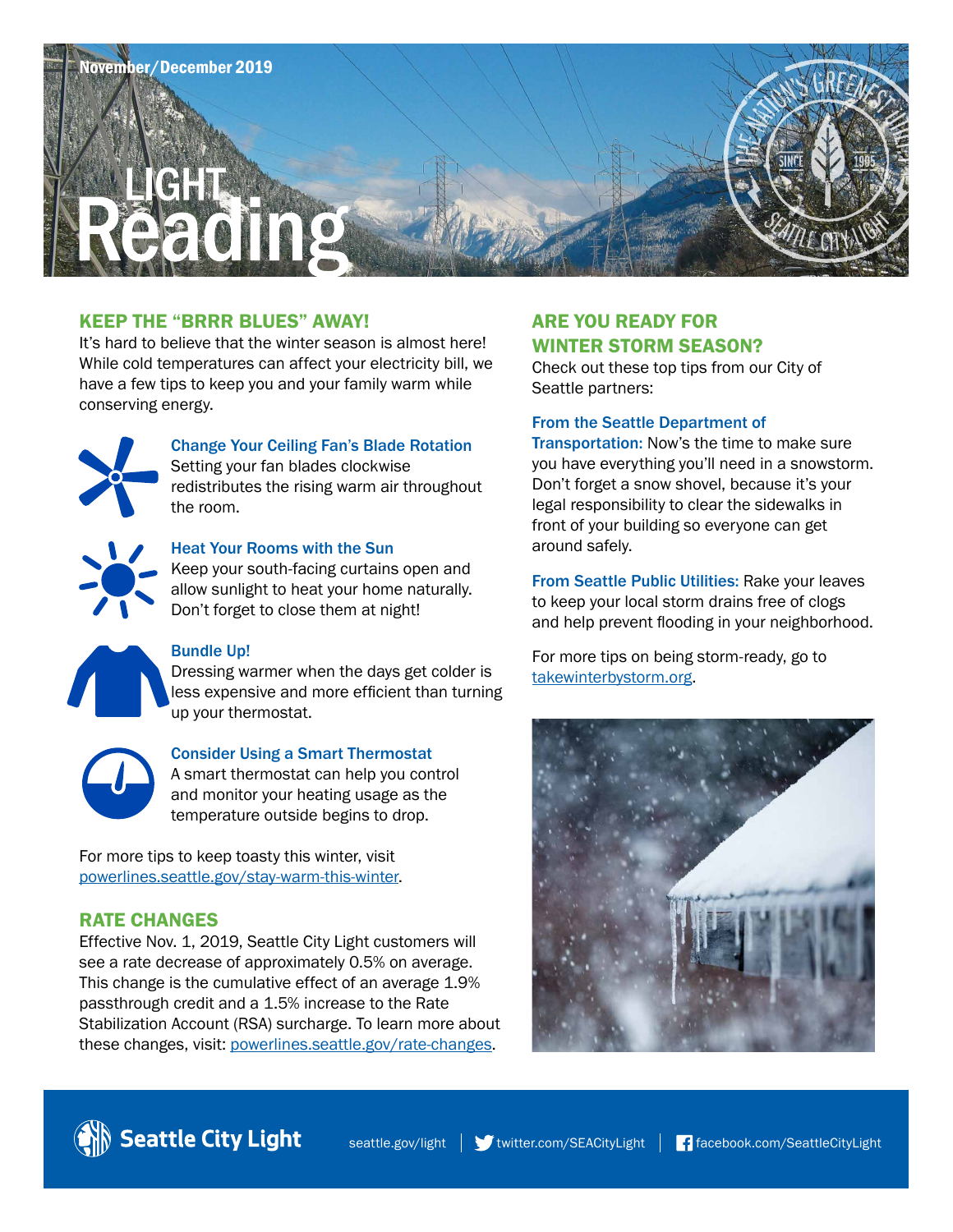November/December 2019

# LIGHT Reading

## KEEP THE "BRRR BLUES" AWAY!

It's hard to believe that the winter season is almost here! While cold temperatures can affect your electricity bill, we have a few tips to keep you and your family warm while conserving energy.

### Change Your Ceiling Fan's Blade Rotation

Setting your fan blades clockwise redistributes the rising warm air throughout the room.

### Heat Your Rooms with the Sun

Keep your south-facing curtains open and allow sunlight to heat your home naturally. Don't forget to close them at night!

### Bundle Up!

Dressing warmer when the days get colder is less expensive and more efficient than turning up your thermostat.

### Consider Using a Smart Thermostat

A smart thermostat can help you control and monitor your heating usage as the temperature outside begins to drop.

For more tips to keep toasty this winter, visit powerlines.seattle.gov/stay-warm-this-winter.

## RATE CHANGES

Effective Nov. 1, 2019, Seattle City Light customers will see a rate decrease of approximately 0.5% on average. This change is the cumulative effect of an average 1.9% passthrough credit and a 1.5% increase to the Rate Stabilization Account (RSA) surcharge. To learn more about these changes, visit: powerlines.seattle.gov/rate-changes.

## ARE YOU READY FOR WINTER STORM SEASON?

Check out these top tips from our City of Seattle partners:

**From the Seattle Department of Transportation:** Now's the time to make sure you have everything you'll need in a snowstorm. Don't forget a snow shovel, because it's your legal responsibility to clear the sidewalks in front of your building so everyone can get around safely.

**From Seattle Public Utilities:** Rake your leaves to keep your local storm drains free of clogs and help prevent flooding in your neighborhood.

For more tips on being storm-ready, go to takewinterbystorm.org.

Seattle City Light | seattle.gov/light | twitter.com/SEACityLight | facebook.com/SeattleCityLight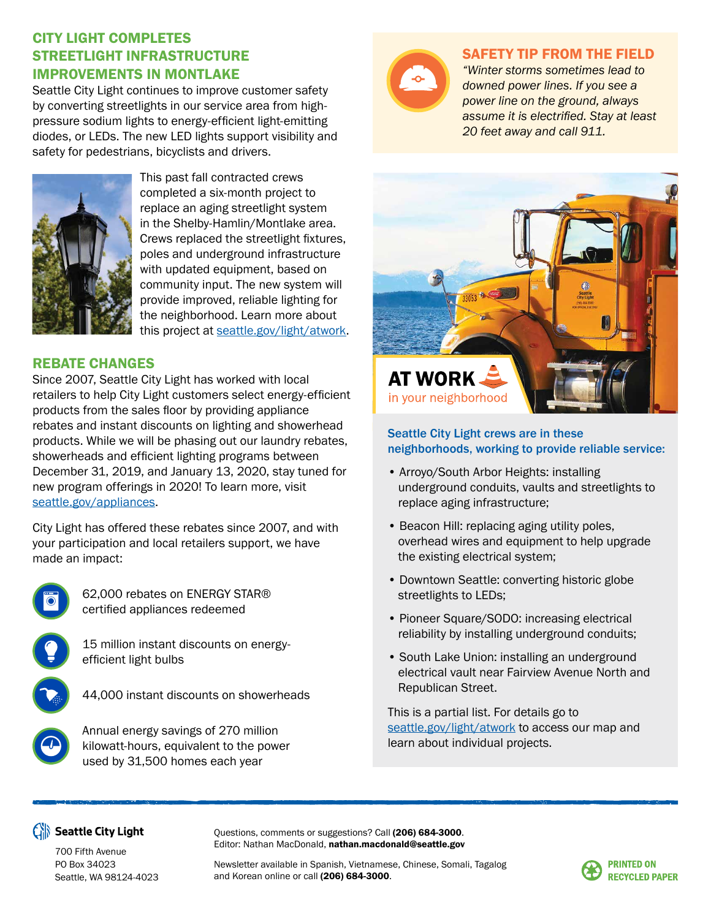## CITY LIGHT COMPLETES STREETLIGHT INFRASTRUCTURE IMPROVEMENTS IN MONTLAKE

Seattle City Light continues to improve customer safety by converting streetlights in our service area from high-pressure sodium lights to energy-efficient light-emitting diodes, or LEDs. The new LED lights support visibility and safety for pedestrians, bicyclists and drivers.

This past fall contracted crews completed a six-month project to replace an aging streetlight system in the Shelby-Hamlin/Montlake area. Crews replaced the streetlight fixtures, poles and underground infrastructure with updated equipment, based on community input. The new system will provide improved, reliable lighting for the neighborhood. Learn more about this project at seattle.gov/light/atwork.

## REBATE CHANGES

Since 2007, Seattle City Light has worked with local retailers to help City Light customers select energy-efficient products from the sales floor by providing appliance rebates and instant discounts on lighting and showerhead products. While we will be phasing out our laundry rebates, showerheads and efficient lighting programs between December 31, 2019, and January 13, 2020, stay tuned for new program offerings in 2020! To learn more, visit seattle.gov/appliances.

City Light has offered these rebates since 2007, and with your participation and local retailers support, we have made an impact:

- 62,000 rebates on ENERGY STAR® certified appliances redeemed
- 15 million instant discounts on energy-efficient light bulbs
- 44,000 instant discounts on showerheads
- Annual energy savings of 270 million kilowatt-hours, equivalent to the power used by 31,500 homes each year

## SAFETY TIP FROM THE FIELD

*"Winter storms sometimes lead to downed power lines. If you see a power line on the ground, always assume it is electrified. Stay at least 20 feet away and call 911.*

## AT WORK in your neighborhood

**Seattle City Light crews are in these neighborhoods, working to provide reliable service:**

- Arroyo/South Arbor Heights: installing underground conduits, vaults and streetlights to replace aging infrastructure;
- Beacon Hill: replacing aging utility poles, overhead wires and equipment to help upgrade the existing electrical system;
- Downtown Seattle: converting historic globe streetlights to LEDs;
- Pioneer Square/SODO: increasing electrical reliability by installing underground conduits;
- South Lake Union: installing an underground electrical vault near Fairview Avenue North and Republican Street.

This is a partial list. For details go to seattle.gov/light/atwork to access our map and learn about individual projects.

---

**Seattle City Light**
700 Fifth Avenue
PO Box 34023
Seattle, WA 98124-4023

Questions, comments or suggestions? Call **(206) 684-3000**.
Editor: Nathan MacDonald, **nathan.macdonald@seattle.gov**

Newsletter available in Spanish, Vietnamese, Chinese, Somali, Tagalog and Korean online or call **(206) 684-3000**.

PRINTED ON RECYCLED PAPER